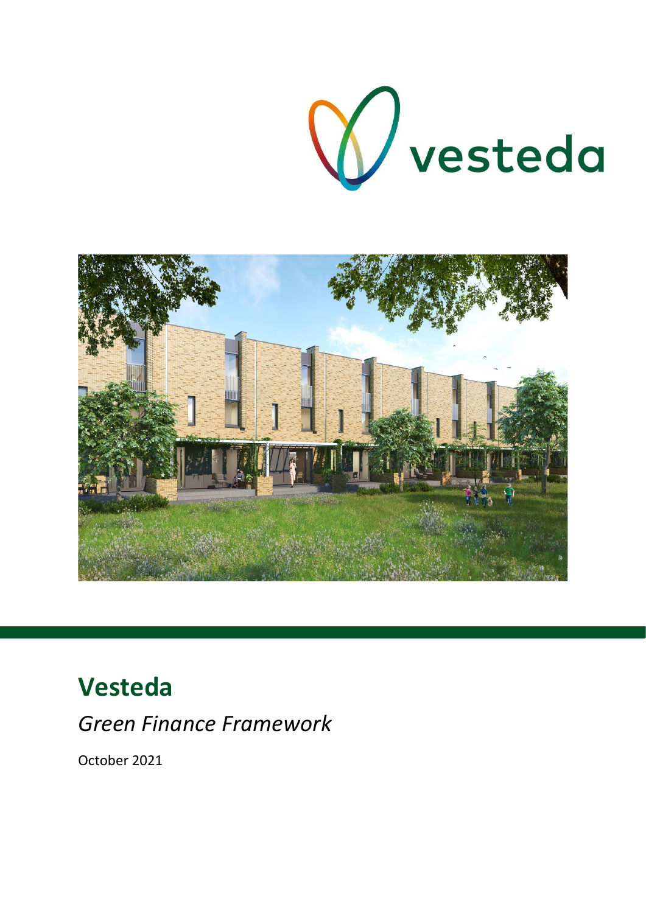# Vesteda

*Green Finance Framework*

October 2021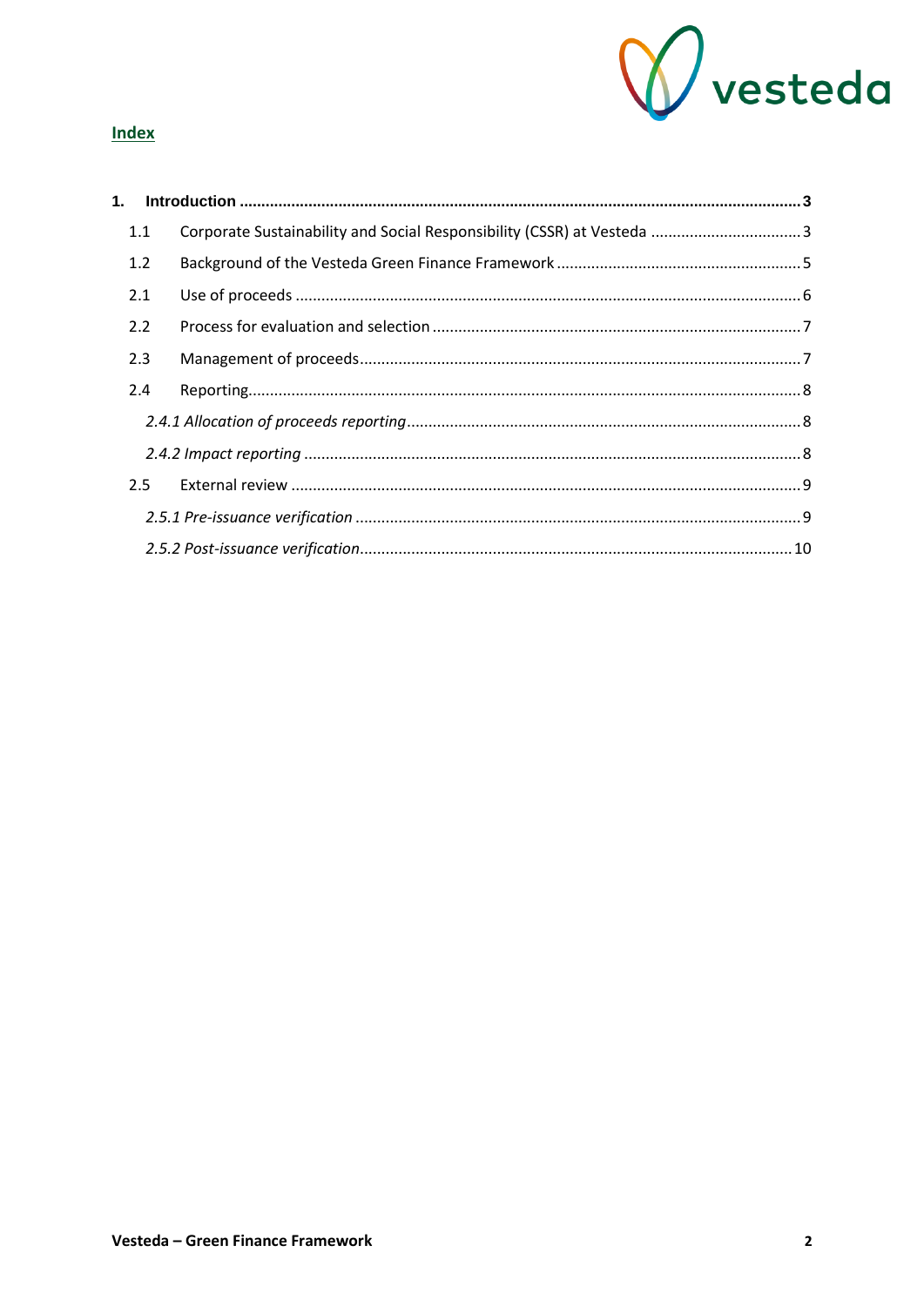## Index

**1. Introduction** .......... **3**

1.1 Corporate Sustainability and Social Responsibility (CSSR) at Vesteda .......... 3

1.2 Background of the Vesteda Green Finance Framework .......... 5

2.1 Use of proceeds .......... 6

2.2 Process for evaluation and selection .......... 7

2.3 Management of proceeds .......... 7

2.4 Reporting .......... 8

*2.4.1 Allocation of proceeds reporting* .......... 8

*2.4.2 Impact reporting* .......... 8

2.5 External review .......... 9

*2.5.1 Pre-issuance verification* .......... 9

*2.5.2 Post-issuance verification* .......... 10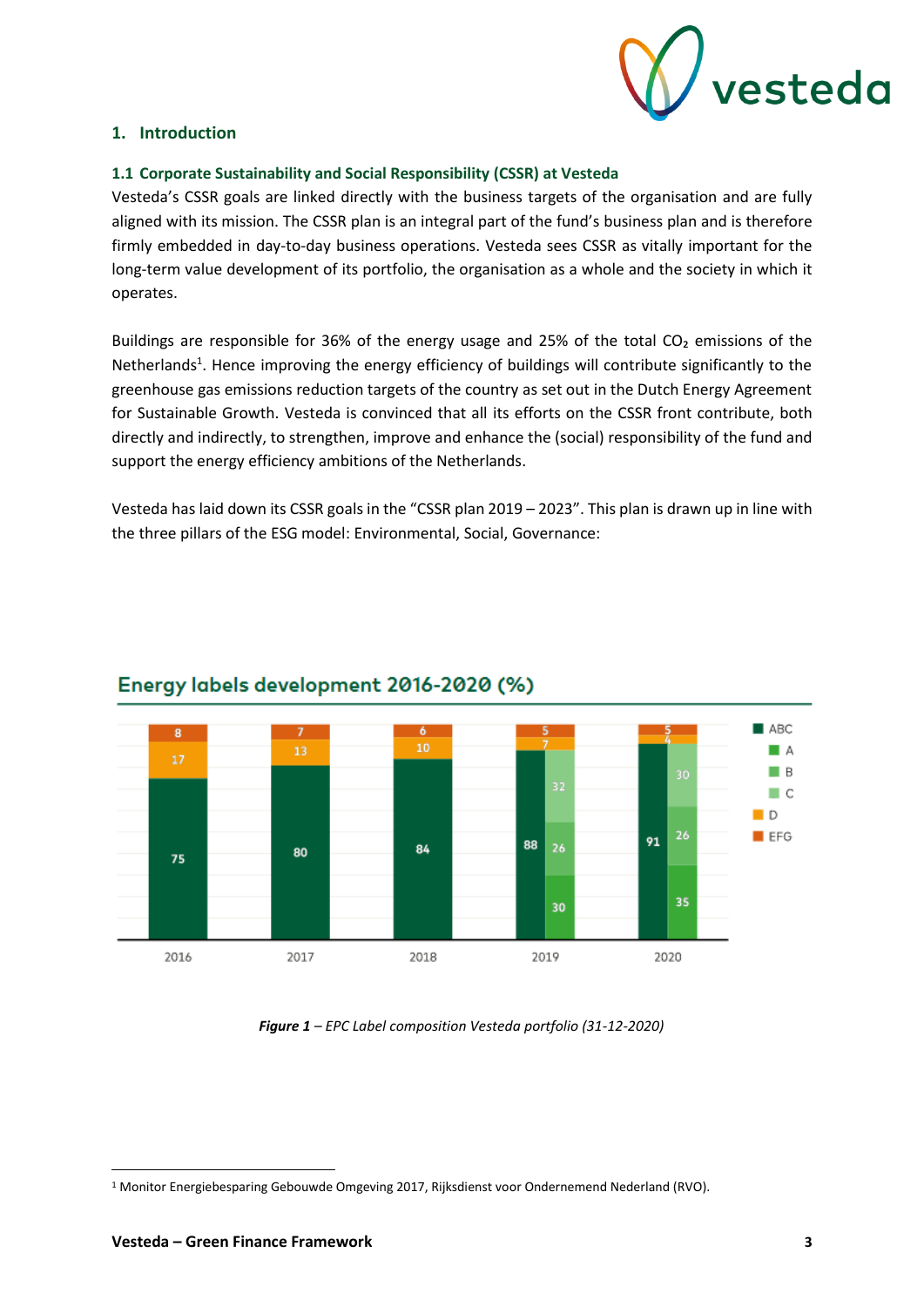## 1. Introduction

### 1.1 Corporate Sustainability and Social Responsibility (CSSR) at Vesteda

Vesteda's CSSR goals are linked directly with the business targets of the organisation and are fully aligned with its mission. The CSSR plan is an integral part of the fund's business plan and is therefore firmly embedded in day-to-day business operations. Vesteda sees CSSR as vitally important for the long-term value development of its portfolio, the organisation as a whole and the society in which it operates.

Buildings are responsible for 36% of the energy usage and 25% of the total $CO_2$ emissions of the Netherlands[1]. Hence improving the energy efficiency of buildings will contribute significantly to the greenhouse gas emissions reduction targets of the country as set out in the Dutch Energy Agreement for Sustainable Growth. Vesteda is convinced that all its efforts on the CSSR front contribute, both directly and indirectly, to strengthen, improve and enhance the (social) responsibility of the fund and support the energy efficiency ambitions of the Netherlands.

Vesteda has laid down its CSSR goals in the "CSSR plan 2019 – 2023". This plan is drawn up in line with the three pillars of the ESG model: Environmental, Social, Governance:

**Energy labels development 2016-2020 (%)**

| Year | ABC | A | B | C | D | EFG |
|---|---|---|---|---|---|---|
| 2016 | 75 | | | | 17 | 8 |
| 2017 | 80 | | | | 13 | 7 |
| 2018 | 84 | | | | 10 | 6 |
| 2019 | 88 | 30 | 26 | 32 | 7 | 5 |
| 2020 | 91 | 35 | 26 | 30 | 4 | 5 |

***Figure 1** – EPC Label composition Vesteda portfolio (31-12-2020)*

[1] Monitor Energiebesparing Gebouwde Omgeving 2017, Rijksdienst voor Ondernemend Nederland (RVO).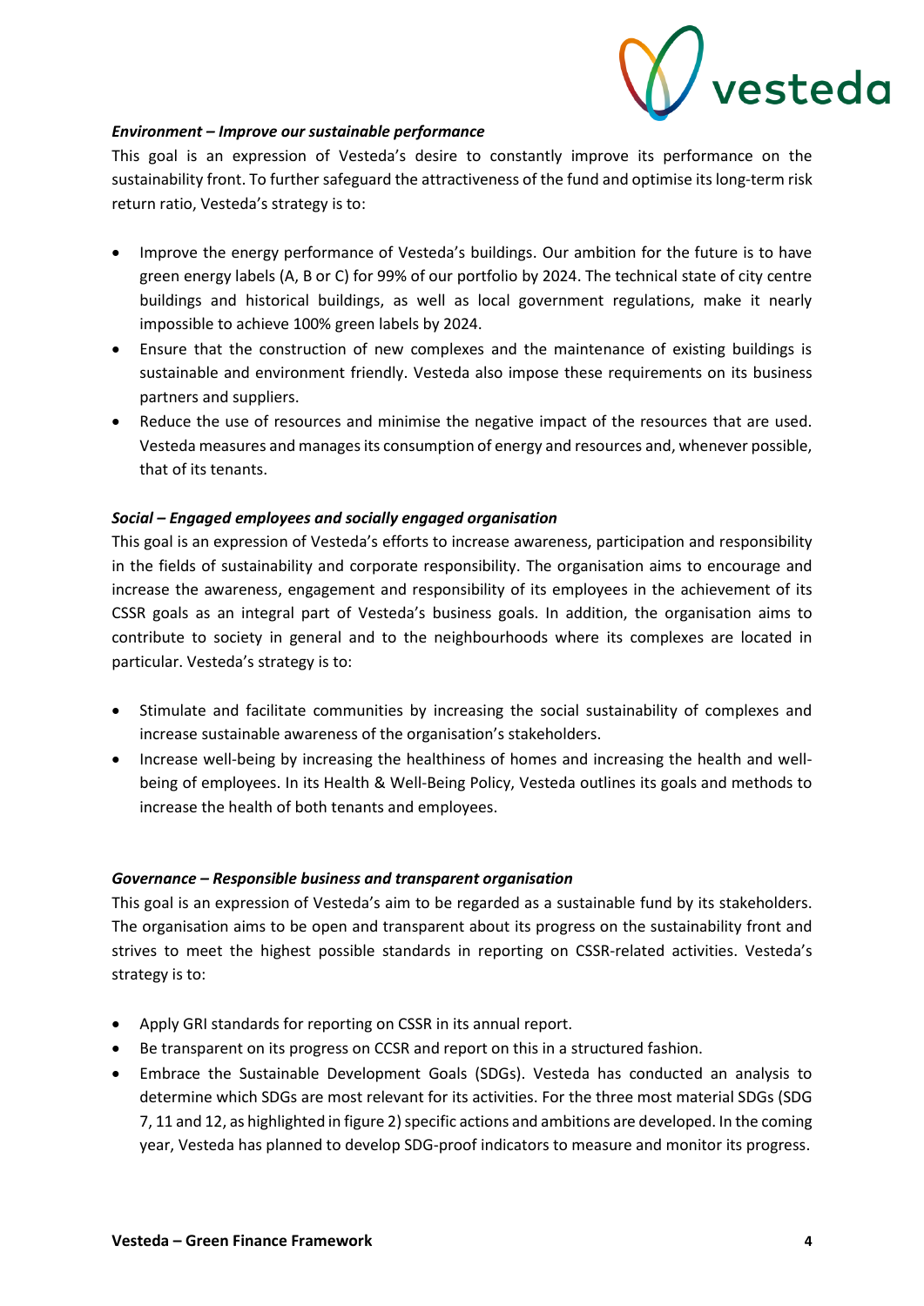***Environment – Improve our sustainable performance***

This goal is an expression of Vesteda's desire to constantly improve its performance on the sustainability front. To further safeguard the attractiveness of the fund and optimise its long-term risk return ratio, Vesteda's strategy is to:

- Improve the energy performance of Vesteda's buildings. Our ambition for the future is to have green energy labels (A, B or C) for 99% of our portfolio by 2024. The technical state of city centre buildings and historical buildings, as well as local government regulations, make it nearly impossible to achieve 100% green labels by 2024.
- Ensure that the construction of new complexes and the maintenance of existing buildings is sustainable and environment friendly. Vesteda also impose these requirements on its business partners and suppliers.
- Reduce the use of resources and minimise the negative impact of the resources that are used. Vesteda measures and manages its consumption of energy and resources and, whenever possible, that of its tenants.

***Social – Engaged employees and socially engaged organisation***

This goal is an expression of Vesteda's efforts to increase awareness, participation and responsibility in the fields of sustainability and corporate responsibility. The organisation aims to encourage and increase the awareness, engagement and responsibility of its employees in the achievement of its CSSR goals as an integral part of Vesteda's business goals. In addition, the organisation aims to contribute to society in general and to the neighbourhoods where its complexes are located in particular. Vesteda's strategy is to:

- Stimulate and facilitate communities by increasing the social sustainability of complexes and increase sustainable awareness of the organisation's stakeholders.
- Increase well-being by increasing the healthiness of homes and increasing the health and well-being of employees. In its Health & Well-Being Policy, Vesteda outlines its goals and methods to increase the health of both tenants and employees.

***Governance – Responsible business and transparent organisation***

This goal is an expression of Vesteda's aim to be regarded as a sustainable fund by its stakeholders. The organisation aims to be open and transparent about its progress on the sustainability front and strives to meet the highest possible standards in reporting on CSSR-related activities. Vesteda's strategy is to:

- Apply GRI standards for reporting on CSSR in its annual report.
- Be transparent on its progress on CCSR and report on this in a structured fashion.
- Embrace the Sustainable Development Goals (SDGs). Vesteda has conducted an analysis to determine which SDGs are most relevant for its activities. For the three most material SDGs (SDG 7, 11 and 12, as highlighted in figure 2) specific actions and ambitions are developed. In the coming year, Vesteda has planned to develop SDG-proof indicators to measure and monitor its progress.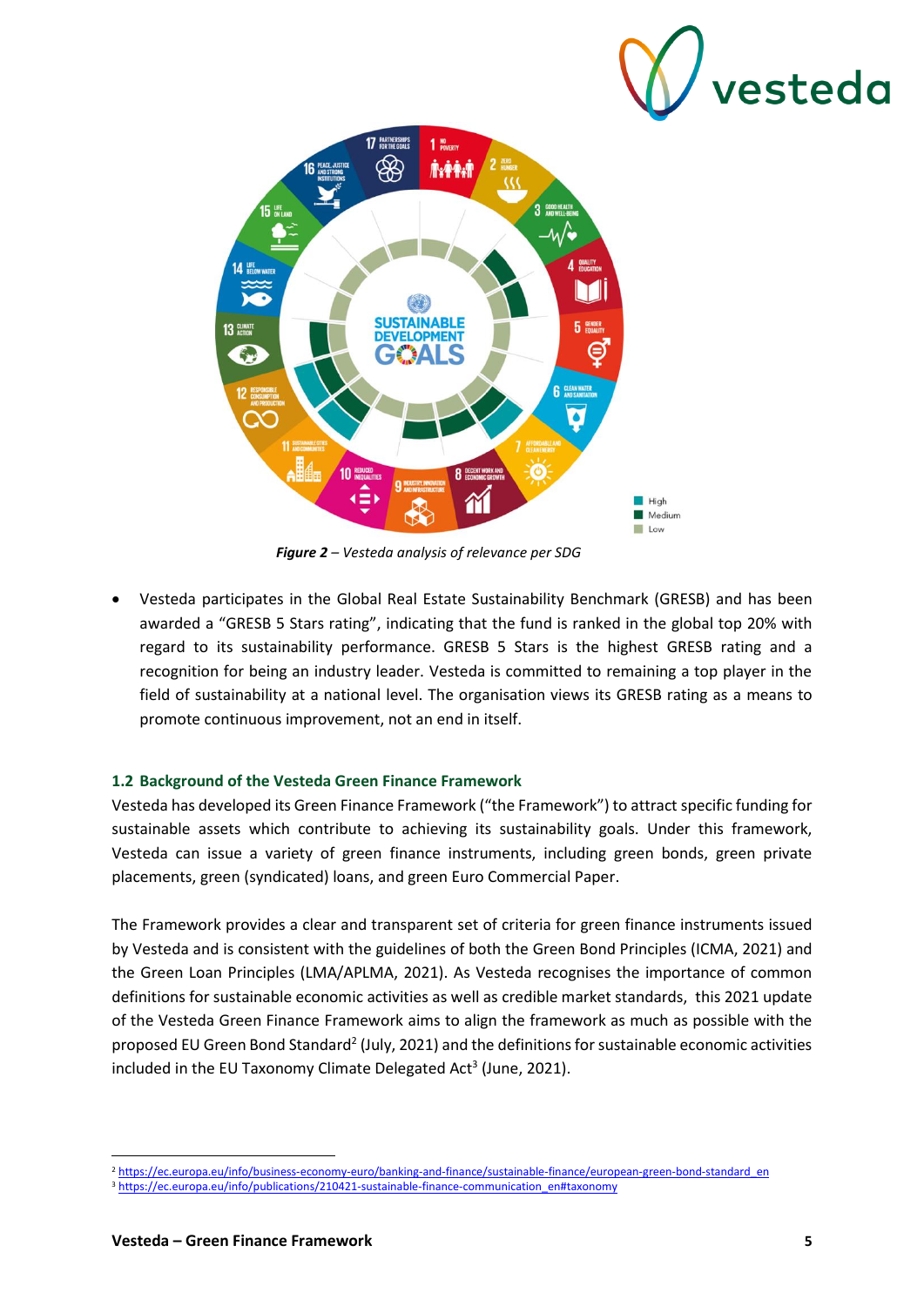*Figure 2 – Vesteda analysis of relevance per SDG*

- Vesteda participates in the Global Real Estate Sustainability Benchmark (GRESB) and has been awarded a "GRESB 5 Stars rating", indicating that the fund is ranked in the global top 20% with regard to its sustainability performance. GRESB 5 Stars is the highest GRESB rating and a recognition for being an industry leader. Vesteda is committed to remaining a top player in the field of sustainability at a national level. The organisation views its GRESB rating as a means to promote continuous improvement, not an end in itself.

### 1.2 Background of the Vesteda Green Finance Framework

Vesteda has developed its Green Finance Framework ("the Framework") to attract specific funding for sustainable assets which contribute to achieving its sustainability goals. Under this framework, Vesteda can issue a variety of green finance instruments, including green bonds, green private placements, green (syndicated) loans, and green Euro Commercial Paper.

The Framework provides a clear and transparent set of criteria for green finance instruments issued by Vesteda and is consistent with the guidelines of both the Green Bond Principles (ICMA, 2021) and the Green Loan Principles (LMA/APLMA, 2021). As Vesteda recognises the importance of common definitions for sustainable economic activities as well as credible market standards, this 2021 update of the Vesteda Green Finance Framework aims to align the framework as much as possible with the proposed EU Green Bond Standard[2] (July, 2021) and the definitions for sustainable economic activities included in the EU Taxonomy Climate Delegated Act[3] (June, 2021).

[2] https://ec.europa.eu/info/business-economy-euro/banking-and-finance/sustainable-finance/european-green-bond-standard_en

[3] https://ec.europa.eu/info/publications/210421-sustainable-finance-communication_en#taxonomy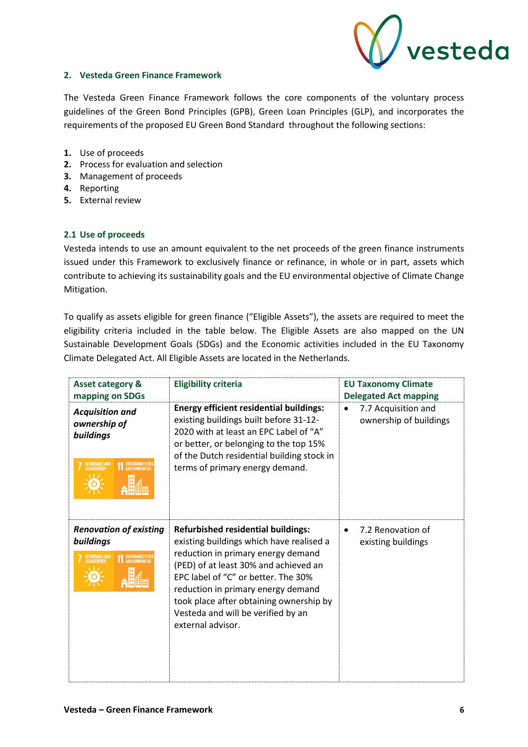## 2. Vesteda Green Finance Framework

The Vesteda Green Finance Framework follows the core components of the voluntary process guidelines of the Green Bond Principles (GPB), Green Loan Principles (GLP), and incorporates the requirements of the proposed EU Green Bond Standard throughout the following sections:

1. Use of proceeds
2. Process for evaluation and selection
3. Management of proceeds
4. Reporting
5. External review

### 2.1 Use of proceeds

Vesteda intends to use an amount equivalent to the net proceeds of the green finance instruments issued under this Framework to exclusively finance or refinance, in whole or in part, assets which contribute to achieving its sustainability goals and the EU environmental objective of Climate Change Mitigation.

To qualify as assets eligible for green finance ("Eligible Assets"), the assets are required to meet the eligibility criteria included in the table below. The Eligible Assets are also mapped on the UN Sustainable Development Goals (SDGs) and the Economic activities included in the EU Taxonomy Climate Delegated Act. All Eligible Assets are located in the Netherlands.

| Asset category & mapping on SDGs | Eligibility criteria | EU Taxonomy Climate Delegated Act mapping |
|---|---|---|
| ***Acquisition and ownership of buildings*** <br> 7 AFFORDABLE AND CLEAN ENERGY; 11 SUSTAINABLE CITIES AND COMMUNITIES | **Energy efficient residential buildings:** existing buildings built before 31-12-2020 with at least an EPC Label of "A" or better, or belonging to the top 15% of the Dutch residential building stock in terms of primary energy demand. | • 7.7 Acquisition and ownership of buildings |
| ***Renovation of existing buildings*** <br> 7 AFFORDABLE AND CLEAN ENERGY; 11 SUSTAINABLE CITIES AND COMMUNITIES | **Refurbished residential buildings:** existing buildings which have realised a reduction in primary energy demand (PED) of at least 30% and achieved an EPC label of "C" or better. The 30% reduction in primary energy demand took place after obtaining ownership by Vesteda and will be verified by an external advisor. | • 7.2 Renovation of existing buildings |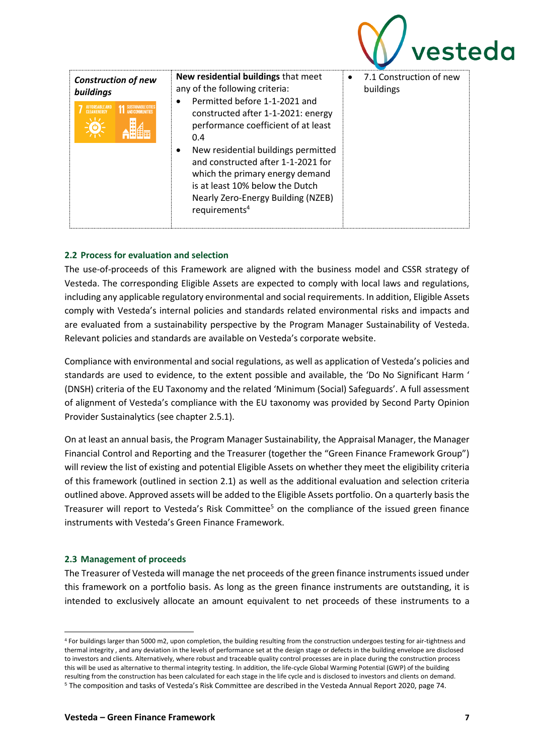| *Construction of new buildings* | **New residential buildings** that meet any of the following criteria:<br>• Permitted before 1-1-2021 and constructed after 1-1-2021: energy performance coefficient of at least 0.4<br>• New residential buildings permitted and constructed after 1-1-2021 for which the primary energy demand is at least 10% below the Dutch Nearly Zero-Energy Building (NZEB) requirements[4] | • 7.1 Construction of new buildings |
|---|---|---|

## 2.2 Process for evaluation and selection

The use-of-proceeds of this Framework are aligned with the business model and CSSR strategy of Vesteda. The corresponding Eligible Assets are expected to comply with local laws and regulations, including any applicable regulatory environmental and social requirements. In addition, Eligible Assets comply with Vesteda's internal policies and standards related environmental risks and impacts and are evaluated from a sustainability perspective by the Program Manager Sustainability of Vesteda. Relevant policies and standards are available on Vesteda's corporate website.

Compliance with environmental and social regulations, as well as application of Vesteda's policies and standards are used to evidence, to the extent possible and available, the 'Do No Significant Harm ' (DNSH) criteria of the EU Taxonomy and the related 'Minimum (Social) Safeguards'. A full assessment of alignment of Vesteda's compliance with the EU taxonomy was provided by Second Party Opinion Provider Sustainalytics (see chapter 2.5.1).

On at least an annual basis, the Program Manager Sustainability, the Appraisal Manager, the Manager Financial Control and Reporting and the Treasurer (together the "Green Finance Framework Group") will review the list of existing and potential Eligible Assets on whether they meet the eligibility criteria of this framework (outlined in section 2.1) as well as the additional evaluation and selection criteria outlined above. Approved assets will be added to the Eligible Assets portfolio. On a quarterly basis the Treasurer will report to Vesteda's Risk Committee[5] on the compliance of the issued green finance instruments with Vesteda's Green Finance Framework.

## 2.3 Management of proceeds

The Treasurer of Vesteda will manage the net proceeds of the green finance instruments issued under this framework on a portfolio basis. As long as the green finance instruments are outstanding, it is intended to exclusively allocate an amount equivalent to net proceeds of these instruments to a

---

[4] For buildings larger than 5000 m2, upon completion, the building resulting from the construction undergoes testing for air-tightness and thermal integrity , and any deviation in the levels of performance set at the design stage or defects in the building envelope are disclosed to investors and clients. Alternatively, where robust and traceable quality control processes are in place during the construction process this will be used as alternative to thermal integrity testing. In addition, the life-cycle Global Warming Potential (GWP) of the building resulting from the construction has been calculated for each stage in the life cycle and is disclosed to investors and clients on demand.

[5] The composition and tasks of Vesteda's Risk Committee are described in the Vesteda Annual Report 2020, page 74.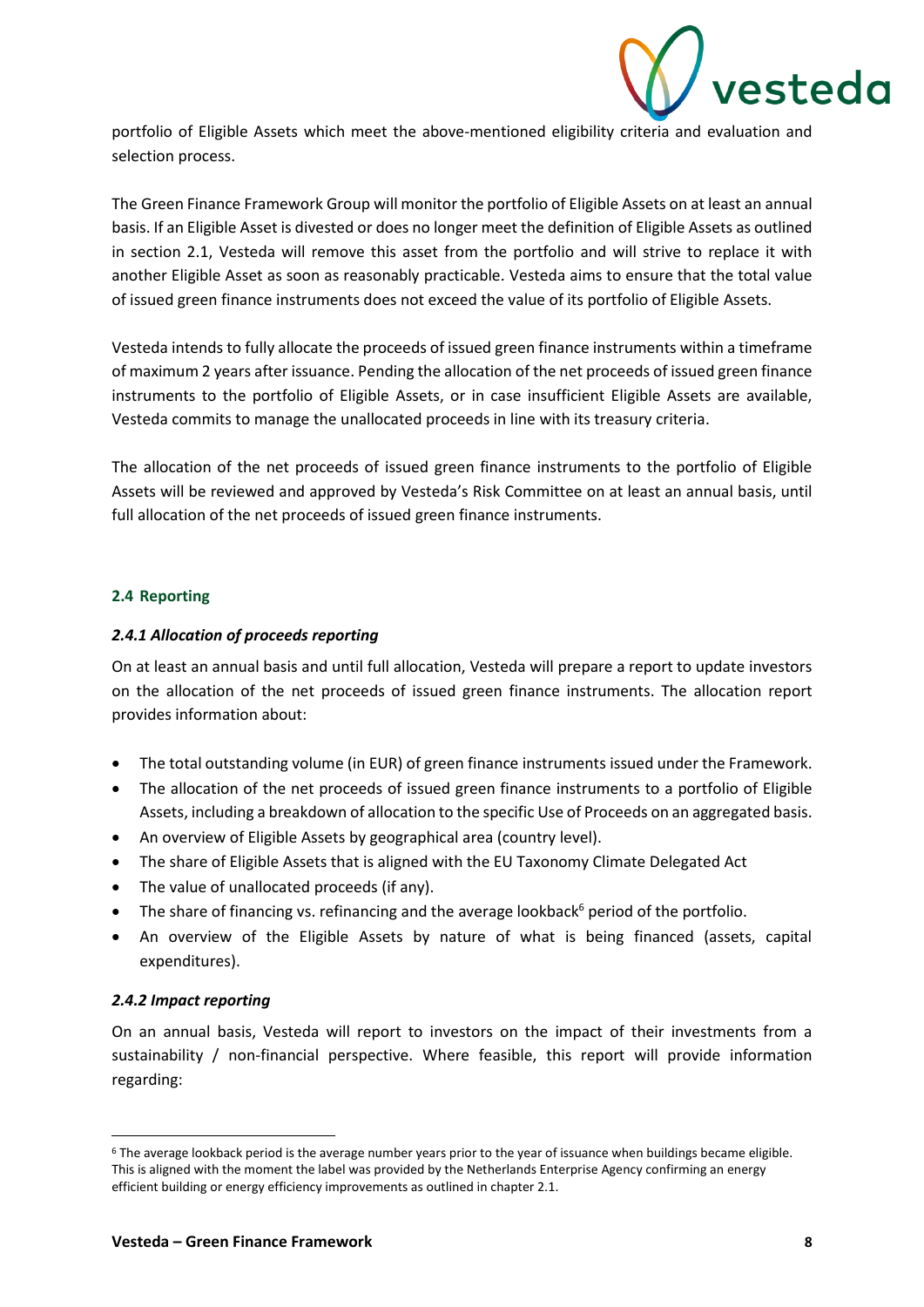portfolio of Eligible Assets which meet the above-mentioned eligibility criteria and evaluation and selection process.

The Green Finance Framework Group will monitor the portfolio of Eligible Assets on at least an annual basis. If an Eligible Asset is divested or does no longer meet the definition of Eligible Assets as outlined in section 2.1, Vesteda will remove this asset from the portfolio and will strive to replace it with another Eligible Asset as soon as reasonably practicable. Vesteda aims to ensure that the total value of issued green finance instruments does not exceed the value of its portfolio of Eligible Assets.

Vesteda intends to fully allocate the proceeds of issued green finance instruments within a timeframe of maximum 2 years after issuance. Pending the allocation of the net proceeds of issued green finance instruments to the portfolio of Eligible Assets, or in case insufficient Eligible Assets are available, Vesteda commits to manage the unallocated proceeds in line with its treasury criteria.

The allocation of the net proceeds of issued green finance instruments to the portfolio of Eligible Assets will be reviewed and approved by Vesteda's Risk Committee on at least an annual basis, until full allocation of the net proceeds of issued green finance instruments.

## 2.4 Reporting

### *2.4.1 Allocation of proceeds reporting*

On at least an annual basis and until full allocation, Vesteda will prepare a report to update investors on the allocation of the net proceeds of issued green finance instruments. The allocation report provides information about:

- The total outstanding volume (in EUR) of green finance instruments issued under the Framework.
- The allocation of the net proceeds of issued green finance instruments to a portfolio of Eligible Assets, including a breakdown of allocation to the specific Use of Proceeds on an aggregated basis.
- An overview of Eligible Assets by geographical area (country level).
- The share of Eligible Assets that is aligned with the EU Taxonomy Climate Delegated Act
- The value of unallocated proceeds (if any).
- The share of financing vs. refinancing and the average lookback[6] period of the portfolio.
- An overview of the Eligible Assets by nature of what is being financed (assets, capital expenditures).

### *2.4.2 Impact reporting*

On an annual basis, Vesteda will report to investors on the impact of their investments from a sustainability / non-financial perspective. Where feasible, this report will provide information regarding:

[6] The average lookback period is the average number years prior to the year of issuance when buildings became eligible. This is aligned with the moment the label was provided by the Netherlands Enterprise Agency confirming an energy efficient building or energy efficiency improvements as outlined in chapter 2.1.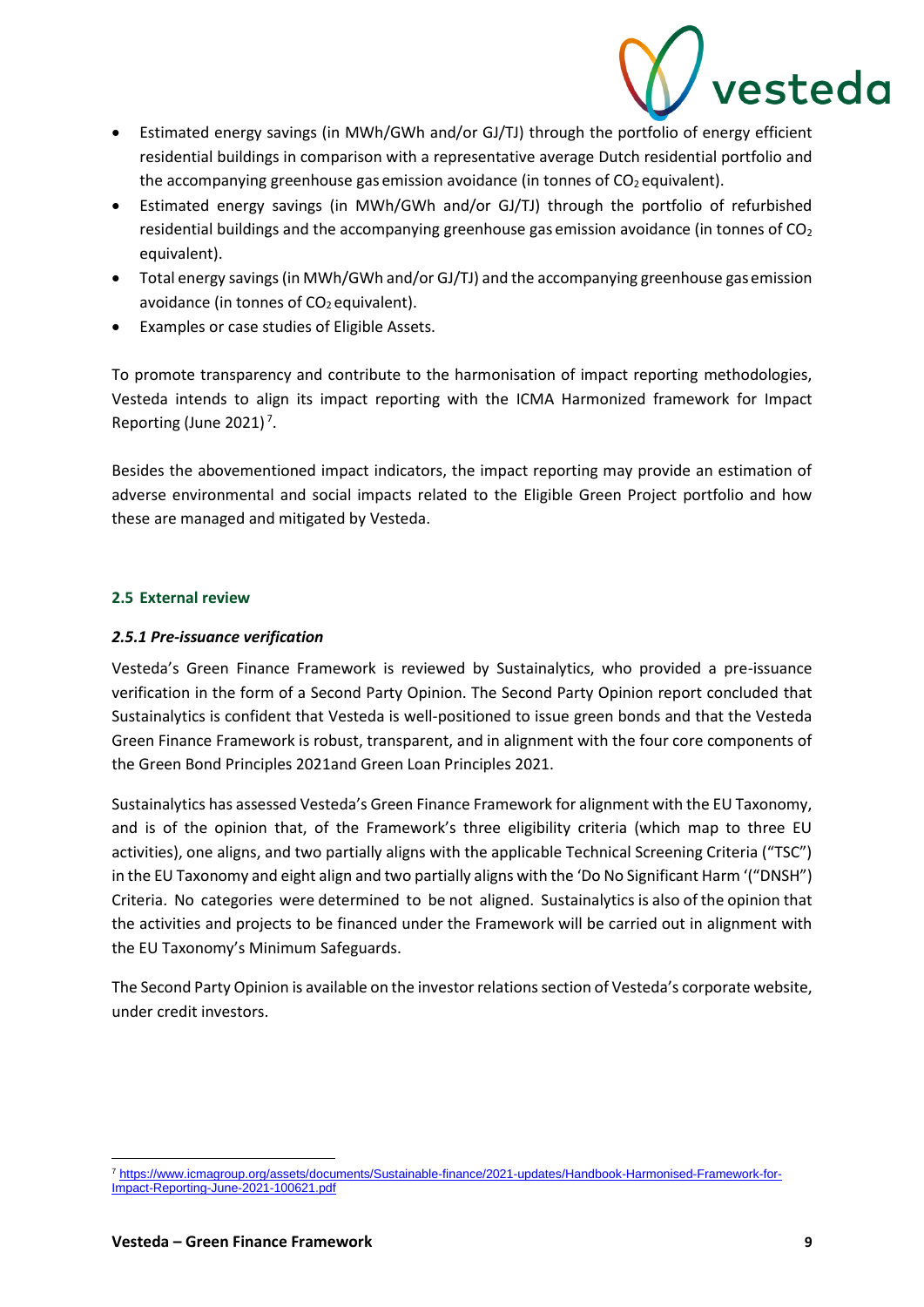- Estimated energy savings (in MWh/GWh and/or GJ/TJ) through the portfolio of energy efficient residential buildings in comparison with a representative average Dutch residential portfolio and the accompanying greenhouse gas emission avoidance (in tonnes of $CO_2$ equivalent).
- Estimated energy savings (in MWh/GWh and/or GJ/TJ) through the portfolio of refurbished residential buildings and the accompanying greenhouse gas emission avoidance (in tonnes of $CO_2$ equivalent).
- Total energy savings (in MWh/GWh and/or GJ/TJ) and the accompanying greenhouse gas emission avoidance (in tonnes of $CO_2$ equivalent).
- Examples or case studies of Eligible Assets.

To promote transparency and contribute to the harmonisation of impact reporting methodologies, Vesteda intends to align its impact reporting with the ICMA Harmonized framework for Impact Reporting (June 2021) [7].

Besides the abovementioned impact indicators, the impact reporting may provide an estimation of adverse environmental and social impacts related to the Eligible Green Project portfolio and how these are managed and mitigated by Vesteda.

## 2.5 External review

### *2.5.1 Pre-issuance verification*

Vesteda's Green Finance Framework is reviewed by Sustainalytics, who provided a pre-issuance verification in the form of a Second Party Opinion. The Second Party Opinion report concluded that Sustainalytics is confident that Vesteda is well-positioned to issue green bonds and that the Vesteda Green Finance Framework is robust, transparent, and in alignment with the four core components of the Green Bond Principles 2021and Green Loan Principles 2021.

Sustainalytics has assessed Vesteda's Green Finance Framework for alignment with the EU Taxonomy, and is of the opinion that, of the Framework's three eligibility criteria (which map to three EU activities), one aligns, and two partially aligns with the applicable Technical Screening Criteria ("TSC") in the EU Taxonomy and eight align and two partially aligns with the 'Do No Significant Harm '("DNSH") Criteria. No categories were determined to be not aligned. Sustainalytics is also of the opinion that the activities and projects to be financed under the Framework will be carried out in alignment with the EU Taxonomy's Minimum Safeguards.

The Second Party Opinion is available on the investor relations section of Vesteda's corporate website, under credit investors.

[7] https://www.icmagroup.org/assets/documents/Sustainable-finance/2021-updates/Handbook-Harmonised-Framework-for-Impact-Reporting-June-2021-100621.pdf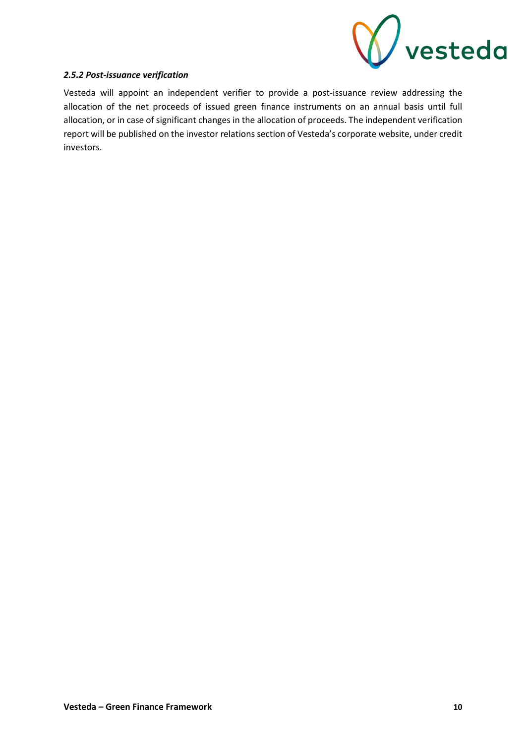#### *2.5.2 Post-issuance verification*

Vesteda will appoint an independent verifier to provide a post-issuance review addressing the allocation of the net proceeds of issued green finance instruments on an annual basis until full allocation, or in case of significant changes in the allocation of proceeds. The independent verification report will be published on the investor relations section of Vesteda's corporate website, under credit investors.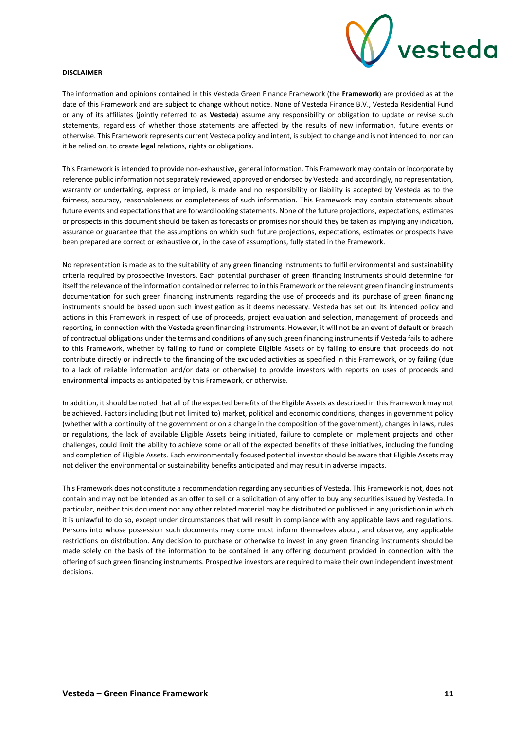**DISCLAIMER**

The information and opinions contained in this Vesteda Green Finance Framework (the **Framework**) are provided as at the date of this Framework and are subject to change without notice. None of Vesteda Finance B.V., Vesteda Residential Fund or any of its affiliates (jointly referred to as **Vesteda**) assume any responsibility or obligation to update or revise such statements, regardless of whether those statements are affected by the results of new information, future events or otherwise. This Framework represents current Vesteda policy and intent, is subject to change and is not intended to, nor can it be relied on, to create legal relations, rights or obligations.

This Framework is intended to provide non-exhaustive, general information. This Framework may contain or incorporate by reference public information not separately reviewed, approved or endorsed by Vesteda and accordingly, no representation, warranty or undertaking, express or implied, is made and no responsibility or liability is accepted by Vesteda as to the fairness, accuracy, reasonableness or completeness of such information. This Framework may contain statements about future events and expectations that are forward looking statements. None of the future projections, expectations, estimates or prospects in this document should be taken as forecasts or promises nor should they be taken as implying any indication, assurance or guarantee that the assumptions on which such future projections, expectations, estimates or prospects have been prepared are correct or exhaustive or, in the case of assumptions, fully stated in the Framework.

No representation is made as to the suitability of any green financing instruments to fulfil environmental and sustainability criteria required by prospective investors. Each potential purchaser of green financing instruments should determine for itself the relevance of the information contained or referred to in this Framework or the relevant green financing instruments documentation for such green financing instruments regarding the use of proceeds and its purchase of green financing instruments should be based upon such investigation as it deems necessary. Vesteda has set out its intended policy and actions in this Framework in respect of use of proceeds, project evaluation and selection, management of proceeds and reporting, in connection with the Vesteda green financing instruments. However, it will not be an event of default or breach of contractual obligations under the terms and conditions of any such green financing instruments if Vesteda fails to adhere to this Framework, whether by failing to fund or complete Eligible Assets or by failing to ensure that proceeds do not contribute directly or indirectly to the financing of the excluded activities as specified in this Framework, or by failing (due to a lack of reliable information and/or data or otherwise) to provide investors with reports on uses of proceeds and environmental impacts as anticipated by this Framework, or otherwise.

In addition, it should be noted that all of the expected benefits of the Eligible Assets as described in this Framework may not be achieved. Factors including (but not limited to) market, political and economic conditions, changes in government policy (whether with a continuity of the government or on a change in the composition of the government), changes in laws, rules or regulations, the lack of available Eligible Assets being initiated, failure to complete or implement projects and other challenges, could limit the ability to achieve some or all of the expected benefits of these initiatives, including the funding and completion of Eligible Assets. Each environmentally focused potential investor should be aware that Eligible Assets may not deliver the environmental or sustainability benefits anticipated and may result in adverse impacts.

This Framework does not constitute a recommendation regarding any securities of Vesteda. This Framework is not, does not contain and may not be intended as an offer to sell or a solicitation of any offer to buy any securities issued by Vesteda. In particular, neither this document nor any other related material may be distributed or published in any jurisdiction in which it is unlawful to do so, except under circumstances that will result in compliance with any applicable laws and regulations. Persons into whose possession such documents may come must inform themselves about, and observe, any applicable restrictions on distribution. Any decision to purchase or otherwise to invest in any green financing instruments should be made solely on the basis of the information to be contained in any offering document provided in connection with the offering of such green financing instruments. Prospective investors are required to make their own independent investment decisions.